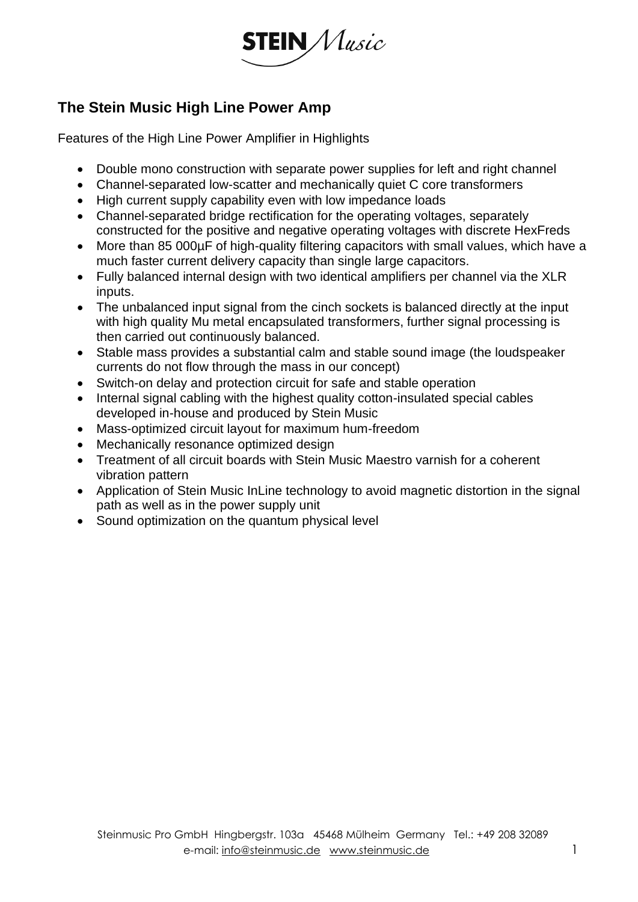## The Stein Music High Line Power Amp

Features of the High Line Power Amplifier in Highlights

- Double mono construction with separate power supplies for left and right channel
- Channel-separated low-scatter and mechanically quiet C core transformers
- High current supply capability even with low impedance loads
- Channel-separated bridge rectification for the operating voltages, separately constructed for the positive and negative operating voltages with discrete HexFreds
- More than 85 000µF of high-quality filtering capacitors with small values, which have a much faster current delivery capacity than single large capacitors.
- Fully balanced internal design with two identical amplifiers per channel via the XLR inputs.
- The unbalanced input signal from the cinch sockets is balanced directly at the input with high quality Mu metal encapsulated transformers, further signal processing is then carried out continuously balanced.
- Stable mass provides a substantial calm and stable sound image (the loudspeaker currents do not flow through the mass in our concept)
- Switch-on delay and protection circuit for safe and stable operation
- Internal signal cabling with the highest quality cotton-insulated special cables developed in-house and produced by Stein Music
- Mass-optimized circuit layout for maximum hum-freedom
- Mechanically resonance optimized design
- Treatment of all circuit boards with Stein Music Maestro varnish for a coherent vibration pattern
- Application of Stein Music InLine technology to avoid magnetic distortion in the signal path as well as in the power supply unit
- Sound optimization on the quantum physical level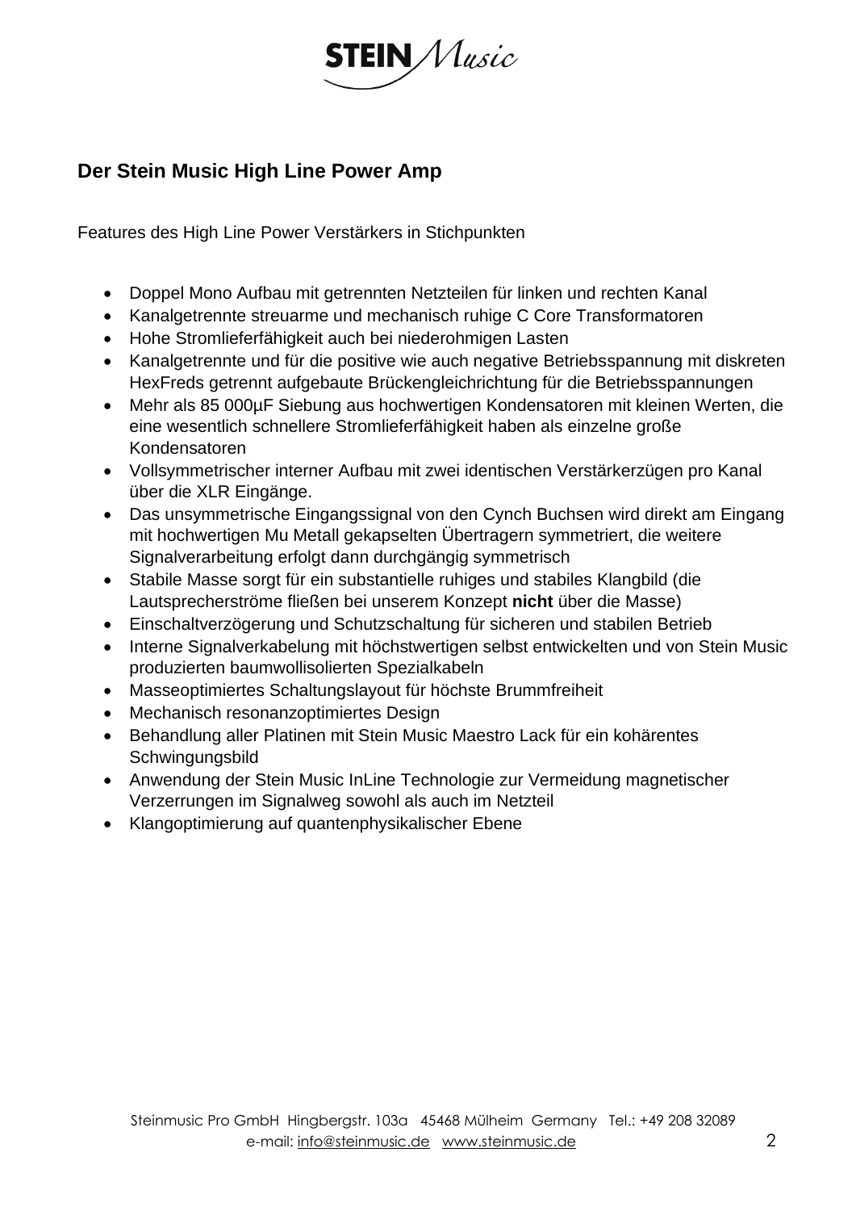## Der Stein Music High Line Power Amp

Features des High Line Power Verstärkers in Stichpunkten

- Doppel Mono Aufbau mit getrennten Netzteilen für linken und rechten Kanal
- Kanalgetrennte streuarme und mechanisch ruhige C Core Transformatoren
- Hohe Stromlieferfähigkeit auch bei niederohmigen Lasten
- Kanalgetrennte und für die positive wie auch negative Betriebsspannung mit diskreten HexFreds getrennt aufgebaute Brückengleichrichtung für die Betriebsspannungen
- Mehr als 85 000µF Siebung aus hochwertigen Kondensatoren mit kleinen Werten, die eine wesentlich schnellere Stromlieferfähigkeit haben als einzelne große Kondensatoren
- Vollsymmetrischer interner Aufbau mit zwei identischen Verstärkerzügen pro Kanal über die XLR Eingänge.
- Das unsymmetrische Eingangssignal von den Cynch Buchsen wird direkt am Eingang mit hochwertigen Mu Metall gekapselten Übertragern symmetriert, die weitere Signalverarbeitung erfolgt dann durchgängig symmetrisch
- Stabile Masse sorgt für ein substantielle ruhiges und stabiles Klangbild (die Lautsprecherströme fließen bei unserem Konzept **nicht** über die Masse)
- Einschaltverzögerung und Schutzschaltung für sicheren und stabilen Betrieb
- Interne Signalverkabelung mit höchstwertigen selbst entwickelten und von Stein Music produzierten baumwollisolierten Spezialkabeln
- Masseoptimiertes Schaltungslayout für höchste Brummfreiheit
- Mechanisch resonanzoptimiertes Design
- Behandlung aller Platinen mit Stein Music Maestro Lack für ein kohärentes Schwingungsbild
- Anwendung der Stein Music InLine Technologie zur Vermeidung magnetischer Verzerrungen im Signalweg sowohl als auch im Netzteil
- Klangoptimierung auf quantenphysikalischer Ebene